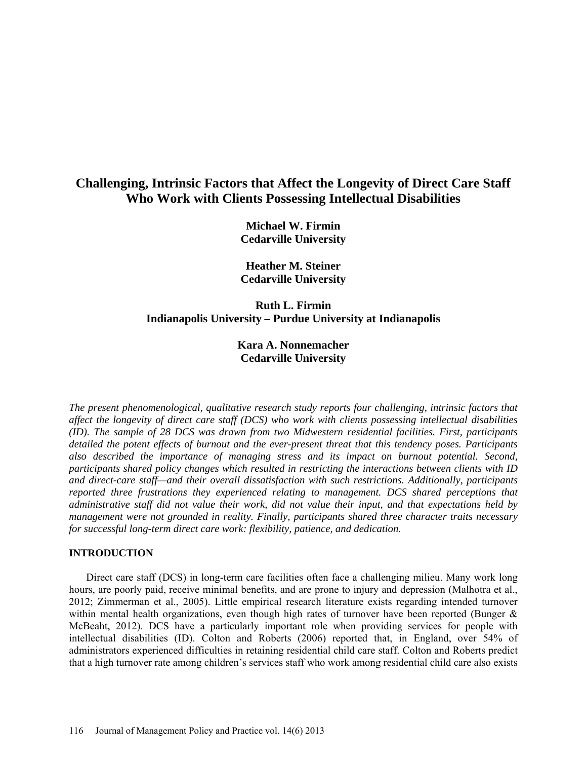# Challenging, Intrinsic Factors that Affect the Longevity of Direct Care Staff Who Work with Clients Possessing Intellectual Disabilities

**Michael W. Firmin**
**Cedarville University**

**Heather M. Steiner**
**Cedarville University**

**Ruth L. Firmin**
**Indianapolis University – Purdue University at Indianapolis**

**Kara A. Nonnemacher**
**Cedarville University**

*The present phenomenological, qualitative research study reports four challenging, intrinsic factors that affect the longevity of direct care staff (DCS) who work with clients possessing intellectual disabilities (ID). The sample of 28 DCS was drawn from two Midwestern residential facilities. First, participants detailed the potent effects of burnout and the ever-present threat that this tendency poses. Participants also described the importance of managing stress and its impact on burnout potential. Second, participants shared policy changes which resulted in restricting the interactions between clients with ID and direct-care staff—and their overall dissatisfaction with such restrictions. Additionally, participants reported three frustrations they experienced relating to management. DCS shared perceptions that administrative staff did not value their work, did not value their input, and that expectations held by management were not grounded in reality. Finally, participants shared three character traits necessary for successful long-term direct care work: flexibility, patience, and dedication.*

## INTRODUCTION

Direct care staff (DCS) in long-term care facilities often face a challenging milieu. Many work long hours, are poorly paid, receive minimal benefits, and are prone to injury and depression (Malhotra et al., 2012; Zimmerman et al., 2005). Little empirical research literature exists regarding intended turnover within mental health organizations, even though high rates of turnover have been reported (Bunger & McBeaht, 2012). DCS have a particularly important role when providing services for people with intellectual disabilities (ID). Colton and Roberts (2006) reported that, in England, over 54% of administrators experienced difficulties in retaining residential child care staff. Colton and Roberts predict that a high turnover rate among children's services staff who work among residential child care also exists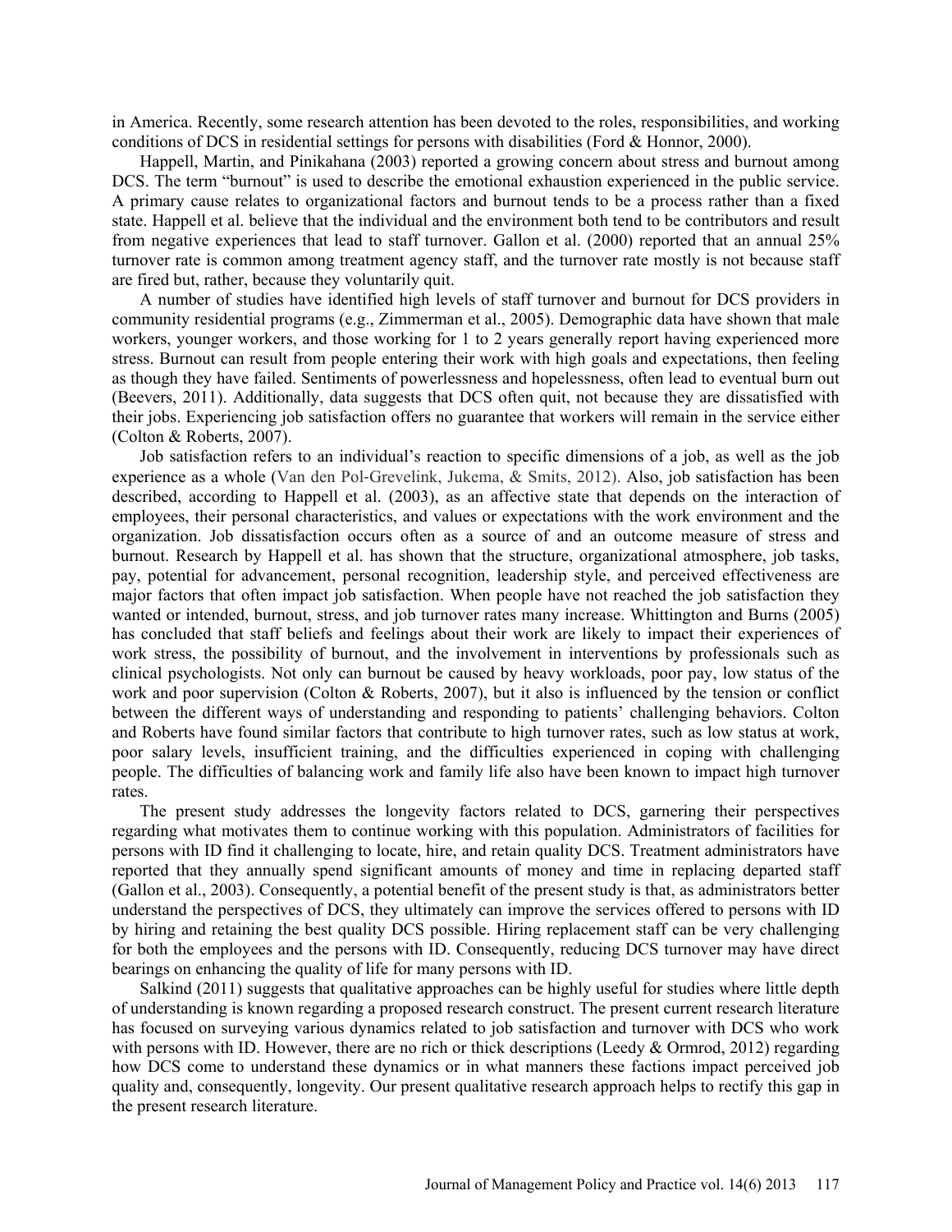in America. Recently, some research attention has been devoted to the roles, responsibilities, and working conditions of DCS in residential settings for persons with disabilities (Ford & Honnor, 2000).

Happell, Martin, and Pinikahana (2003) reported a growing concern about stress and burnout among DCS. The term "burnout" is used to describe the emotional exhaustion experienced in the public service. A primary cause relates to organizational factors and burnout tends to be a process rather than a fixed state. Happell et al. believe that the individual and the environment both tend to be contributors and result from negative experiences that lead to staff turnover. Gallon et al. (2000) reported that an annual 25% turnover rate is common among treatment agency staff, and the turnover rate mostly is not because staff are fired but, rather, because they voluntarily quit.

A number of studies have identified high levels of staff turnover and burnout for DCS providers in community residential programs (e.g., Zimmerman et al., 2005). Demographic data have shown that male workers, younger workers, and those working for 1 to 2 years generally report having experienced more stress. Burnout can result from people entering their work with high goals and expectations, then feeling as though they have failed. Sentiments of powerlessness and hopelessness, often lead to eventual burn out (Beevers, 2011). Additionally, data suggests that DCS often quit, not because they are dissatisfied with their jobs. Experiencing job satisfaction offers no guarantee that workers will remain in the service either (Colton & Roberts, 2007).

Job satisfaction refers to an individual's reaction to specific dimensions of a job, as well as the job experience as a whole (Van den Pol-Grevelink, Jukema, & Smits, 2012). Also, job satisfaction has been described, according to Happell et al. (2003), as an affective state that depends on the interaction of employees, their personal characteristics, and values or expectations with the work environment and the organization. Job dissatisfaction occurs often as a source of and an outcome measure of stress and burnout. Research by Happell et al. has shown that the structure, organizational atmosphere, job tasks, pay, potential for advancement, personal recognition, leadership style, and perceived effectiveness are major factors that often impact job satisfaction. When people have not reached the job satisfaction they wanted or intended, burnout, stress, and job turnover rates many increase. Whittington and Burns (2005) has concluded that staff beliefs and feelings about their work are likely to impact their experiences of work stress, the possibility of burnout, and the involvement in interventions by professionals such as clinical psychologists. Not only can burnout be caused by heavy workloads, poor pay, low status of the work and poor supervision (Colton & Roberts, 2007), but it also is influenced by the tension or conflict between the different ways of understanding and responding to patients' challenging behaviors. Colton and Roberts have found similar factors that contribute to high turnover rates, such as low status at work, poor salary levels, insufficient training, and the difficulties experienced in coping with challenging people. The difficulties of balancing work and family life also have been known to impact high turnover rates.

The present study addresses the longevity factors related to DCS, garnering their perspectives regarding what motivates them to continue working with this population. Administrators of facilities for persons with ID find it challenging to locate, hire, and retain quality DCS. Treatment administrators have reported that they annually spend significant amounts of money and time in replacing departed staff (Gallon et al., 2003). Consequently, a potential benefit of the present study is that, as administrators better understand the perspectives of DCS, they ultimately can improve the services offered to persons with ID by hiring and retaining the best quality DCS possible. Hiring replacement staff can be very challenging for both the employees and the persons with ID. Consequently, reducing DCS turnover may have direct bearings on enhancing the quality of life for many persons with ID.

Salkind (2011) suggests that qualitative approaches can be highly useful for studies where little depth of understanding is known regarding a proposed research construct. The present current research literature has focused on surveying various dynamics related to job satisfaction and turnover with DCS who work with persons with ID. However, there are no rich or thick descriptions (Leedy & Ormrod, 2012) regarding how DCS come to understand these dynamics or in what manners these factions impact perceived job quality and, consequently, longevity. Our present qualitative research approach helps to rectify this gap in the present research literature.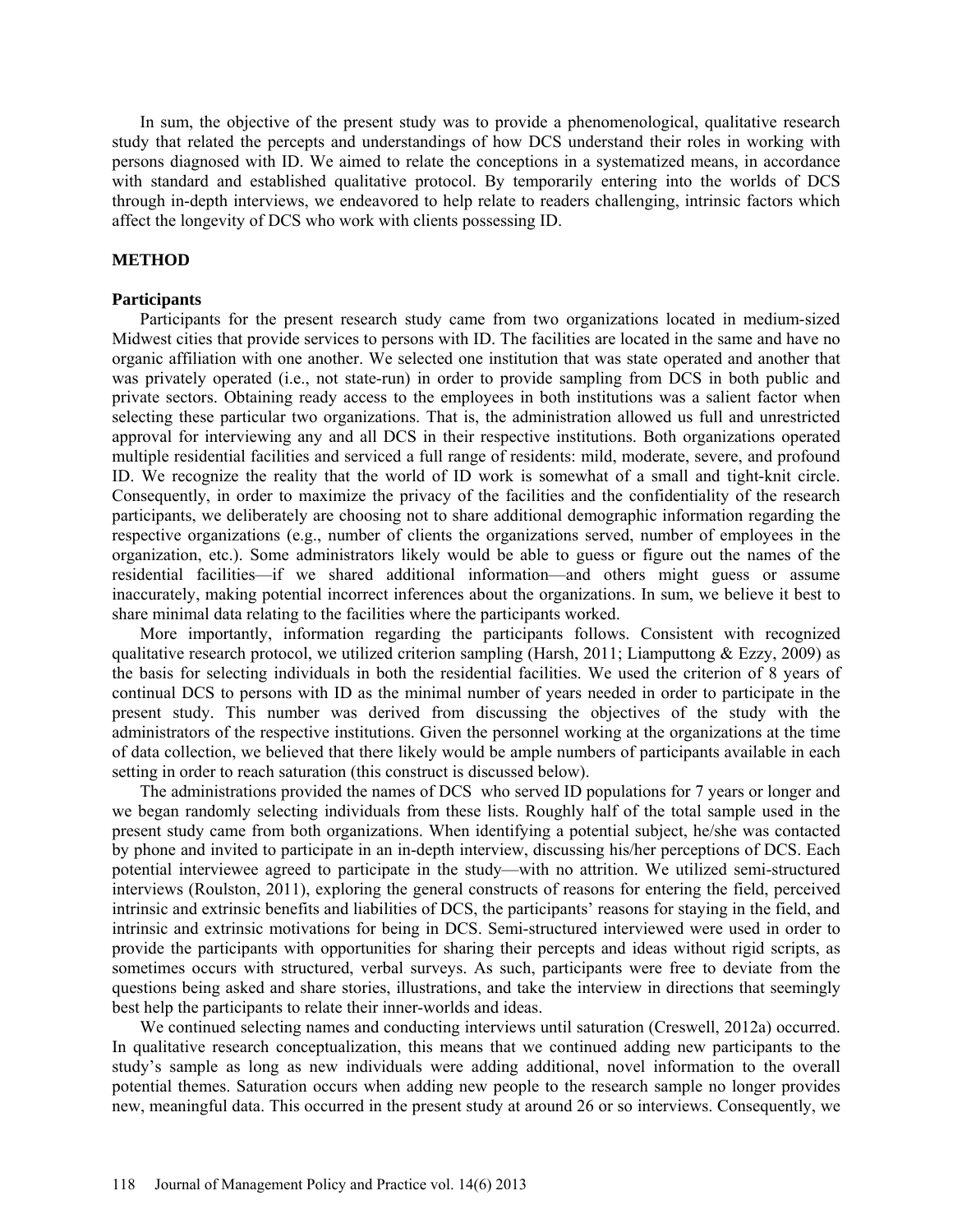In sum, the objective of the present study was to provide a phenomenological, qualitative research study that related the percepts and understandings of how DCS understand their roles in working with persons diagnosed with ID. We aimed to relate the conceptions in a systematized means, in accordance with standard and established qualitative protocol. By temporarily entering into the worlds of DCS through in-depth interviews, we endeavored to help relate to readers challenging, intrinsic factors which affect the longevity of DCS who work with clients possessing ID.

## METHOD

### Participants

Participants for the present research study came from two organizations located in medium-sized Midwest cities that provide services to persons with ID. The facilities are located in the same and have no organic affiliation with one another. We selected one institution that was state operated and another that was privately operated (i.e., not state-run) in order to provide sampling from DCS in both public and private sectors. Obtaining ready access to the employees in both institutions was a salient factor when selecting these particular two organizations. That is, the administration allowed us full and unrestricted approval for interviewing any and all DCS in their respective institutions. Both organizations operated multiple residential facilities and serviced a full range of residents: mild, moderate, severe, and profound ID. We recognize the reality that the world of ID work is somewhat of a small and tight-knit circle. Consequently, in order to maximize the privacy of the facilities and the confidentiality of the research participants, we deliberately are choosing not to share additional demographic information regarding the respective organizations (e.g., number of clients the organizations served, number of employees in the organization, etc.). Some administrators likely would be able to guess or figure out the names of the residential facilities—if we shared additional information—and others might guess or assume inaccurately, making potential incorrect inferences about the organizations. In sum, we believe it best to share minimal data relating to the facilities where the participants worked.

More importantly, information regarding the participants follows. Consistent with recognized qualitative research protocol, we utilized criterion sampling (Harsh, 2011; Liamputtong & Ezzy, 2009) as the basis for selecting individuals in both the residential facilities. We used the criterion of 8 years of continual DCS to persons with ID as the minimal number of years needed in order to participate in the present study. This number was derived from discussing the objectives of the study with the administrators of the respective institutions. Given the personnel working at the organizations at the time of data collection, we believed that there likely would be ample numbers of participants available in each setting in order to reach saturation (this construct is discussed below).

The administrations provided the names of DCS who served ID populations for 7 years or longer and we began randomly selecting individuals from these lists. Roughly half of the total sample used in the present study came from both organizations. When identifying a potential subject, he/she was contacted by phone and invited to participate in an in-depth interview, discussing his/her perceptions of DCS. Each potential interviewee agreed to participate in the study—with no attrition. We utilized semi-structured interviews (Roulston, 2011), exploring the general constructs of reasons for entering the field, perceived intrinsic and extrinsic benefits and liabilities of DCS, the participants' reasons for staying in the field, and intrinsic and extrinsic motivations for being in DCS. Semi-structured interviewed were used in order to provide the participants with opportunities for sharing their percepts and ideas without rigid scripts, as sometimes occurs with structured, verbal surveys. As such, participants were free to deviate from the questions being asked and share stories, illustrations, and take the interview in directions that seemingly best help the participants to relate their inner-worlds and ideas.

We continued selecting names and conducting interviews until saturation (Creswell, 2012a) occurred. In qualitative research conceptualization, this means that we continued adding new participants to the study's sample as long as new individuals were adding additional, novel information to the overall potential themes. Saturation occurs when adding new people to the research sample no longer provides new, meaningful data. This occurred in the present study at around 26 or so interviews. Consequently, we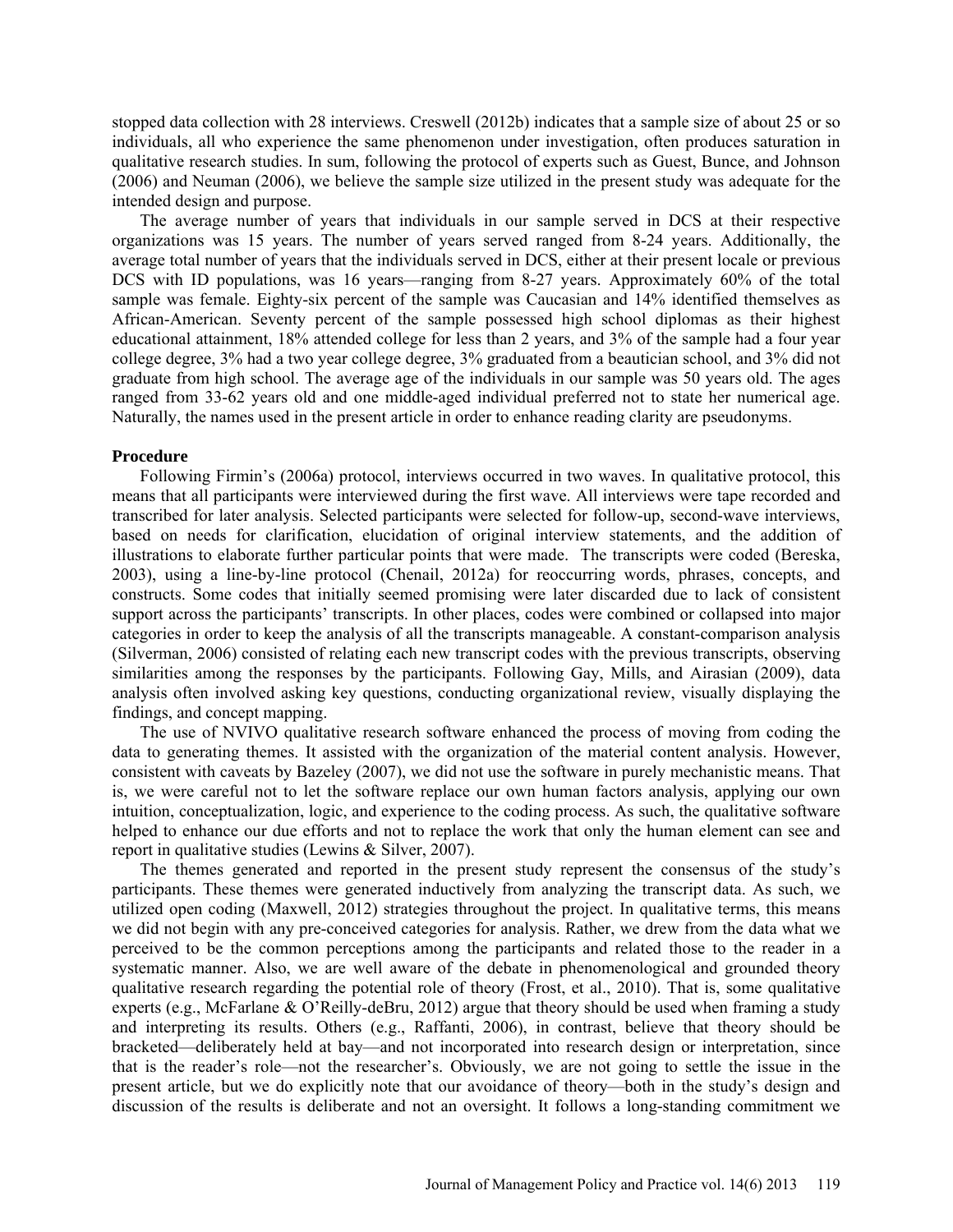stopped data collection with 28 interviews. Creswell (2012b) indicates that a sample size of about 25 or so individuals, all who experience the same phenomenon under investigation, often produces saturation in qualitative research studies. In sum, following the protocol of experts such as Guest, Bunce, and Johnson (2006) and Neuman (2006), we believe the sample size utilized in the present study was adequate for the intended design and purpose.

The average number of years that individuals in our sample served in DCS at their respective organizations was 15 years. The number of years served ranged from 8-24 years. Additionally, the average total number of years that the individuals served in DCS, either at their present locale or previous DCS with ID populations, was 16 years—ranging from 8-27 years. Approximately 60% of the total sample was female. Eighty-six percent of the sample was Caucasian and 14% identified themselves as African-American. Seventy percent of the sample possessed high school diplomas as their highest educational attainment, 18% attended college for less than 2 years, and 3% of the sample had a four year college degree, 3% had a two year college degree, 3% graduated from a beautician school, and 3% did not graduate from high school. The average age of the individuals in our sample was 50 years old. The ages ranged from 33-62 years old and one middle-aged individual preferred not to state her numerical age. Naturally, the names used in the present article in order to enhance reading clarity are pseudonyms.

### Procedure

Following Firmin's (2006a) protocol, interviews occurred in two waves. In qualitative protocol, this means that all participants were interviewed during the first wave. All interviews were tape recorded and transcribed for later analysis. Selected participants were selected for follow-up, second-wave interviews, based on needs for clarification, elucidation of original interview statements, and the addition of illustrations to elaborate further particular points that were made. The transcripts were coded (Bereska, 2003), using a line-by-line protocol (Chenail, 2012a) for reoccurring words, phrases, concepts, and constructs. Some codes that initially seemed promising were later discarded due to lack of consistent support across the participants' transcripts. In other places, codes were combined or collapsed into major categories in order to keep the analysis of all the transcripts manageable. A constant-comparison analysis (Silverman, 2006) consisted of relating each new transcript codes with the previous transcripts, observing similarities among the responses by the participants. Following Gay, Mills, and Airasian (2009), data analysis often involved asking key questions, conducting organizational review, visually displaying the findings, and concept mapping.

The use of NVIVO qualitative research software enhanced the process of moving from coding the data to generating themes. It assisted with the organization of the material content analysis. However, consistent with caveats by Bazeley (2007), we did not use the software in purely mechanistic means. That is, we were careful not to let the software replace our own human factors analysis, applying our own intuition, conceptualization, logic, and experience to the coding process. As such, the qualitative software helped to enhance our due efforts and not to replace the work that only the human element can see and report in qualitative studies (Lewins & Silver, 2007).

The themes generated and reported in the present study represent the consensus of the study's participants. These themes were generated inductively from analyzing the transcript data. As such, we utilized open coding (Maxwell, 2012) strategies throughout the project. In qualitative terms, this means we did not begin with any pre-conceived categories for analysis. Rather, we drew from the data what we perceived to be the common perceptions among the participants and related those to the reader in a systematic manner. Also, we are well aware of the debate in phenomenological and grounded theory qualitative research regarding the potential role of theory (Frost, et al., 2010). That is, some qualitative experts (e.g., McFarlane & O'Reilly-deBru, 2012) argue that theory should be used when framing a study and interpreting its results. Others (e.g., Raffanti, 2006), in contrast, believe that theory should be bracketed—deliberately held at bay—and not incorporated into research design or interpretation, since that is the reader's role—not the researcher's. Obviously, we are not going to settle the issue in the present article, but we do explicitly note that our avoidance of theory—both in the study's design and discussion of the results is deliberate and not an oversight. It follows a long-standing commitment we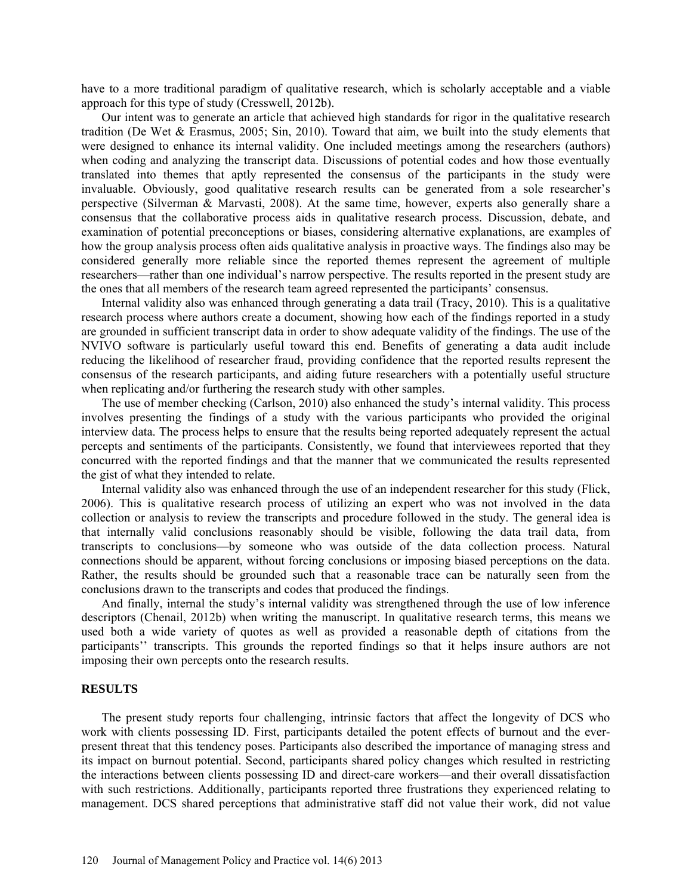have to a more traditional paradigm of qualitative research, which is scholarly acceptable and a viable approach for this type of study (Cresswell, 2012b).

Our intent was to generate an article that achieved high standards for rigor in the qualitative research tradition (De Wet & Erasmus, 2005; Sin, 2010). Toward that aim, we built into the study elements that were designed to enhance its internal validity. One included meetings among the researchers (authors) when coding and analyzing the transcript data. Discussions of potential codes and how those eventually translated into themes that aptly represented the consensus of the participants in the study were invaluable. Obviously, good qualitative research results can be generated from a sole researcher's perspective (Silverman & Marvasti, 2008). At the same time, however, experts also generally share a consensus that the collaborative process aids in qualitative research process. Discussion, debate, and examination of potential preconceptions or biases, considering alternative explanations, are examples of how the group analysis process often aids qualitative analysis in proactive ways. The findings also may be considered generally more reliable since the reported themes represent the agreement of multiple researchers—rather than one individual's narrow perspective. The results reported in the present study are the ones that all members of the research team agreed represented the participants' consensus.

Internal validity also was enhanced through generating a data trail (Tracy, 2010). This is a qualitative research process where authors create a document, showing how each of the findings reported in a study are grounded in sufficient transcript data in order to show adequate validity of the findings. The use of the NVIVO software is particularly useful toward this end. Benefits of generating a data audit include reducing the likelihood of researcher fraud, providing confidence that the reported results represent the consensus of the research participants, and aiding future researchers with a potentially useful structure when replicating and/or furthering the research study with other samples.

The use of member checking (Carlson, 2010) also enhanced the study's internal validity. This process involves presenting the findings of a study with the various participants who provided the original interview data. The process helps to ensure that the results being reported adequately represent the actual percepts and sentiments of the participants. Consistently, we found that interviewees reported that they concurred with the reported findings and that the manner that we communicated the results represented the gist of what they intended to relate.

Internal validity also was enhanced through the use of an independent researcher for this study (Flick, 2006). This is qualitative research process of utilizing an expert who was not involved in the data collection or analysis to review the transcripts and procedure followed in the study. The general idea is that internally valid conclusions reasonably should be visible, following the data trail data, from transcripts to conclusions—by someone who was outside of the data collection process. Natural connections should be apparent, without forcing conclusions or imposing biased perceptions on the data. Rather, the results should be grounded such that a reasonable trace can be naturally seen from the conclusions drawn to the transcripts and codes that produced the findings.

And finally, internal the study's internal validity was strengthened through the use of low inference descriptors (Chenail, 2012b) when writing the manuscript. In qualitative research terms, this means we used both a wide variety of quotes as well as provided a reasonable depth of citations from the participants'' transcripts. This grounds the reported findings so that it helps insure authors are not imposing their own percepts onto the research results.

## RESULTS

The present study reports four challenging, intrinsic factors that affect the longevity of DCS who work with clients possessing ID. First, participants detailed the potent effects of burnout and the ever-present threat that this tendency poses. Participants also described the importance of managing stress and its impact on burnout potential. Second, participants shared policy changes which resulted in restricting the interactions between clients possessing ID and direct-care workers—and their overall dissatisfaction with such restrictions. Additionally, participants reported three frustrations they experienced relating to management. DCS shared perceptions that administrative staff did not value their work, did not value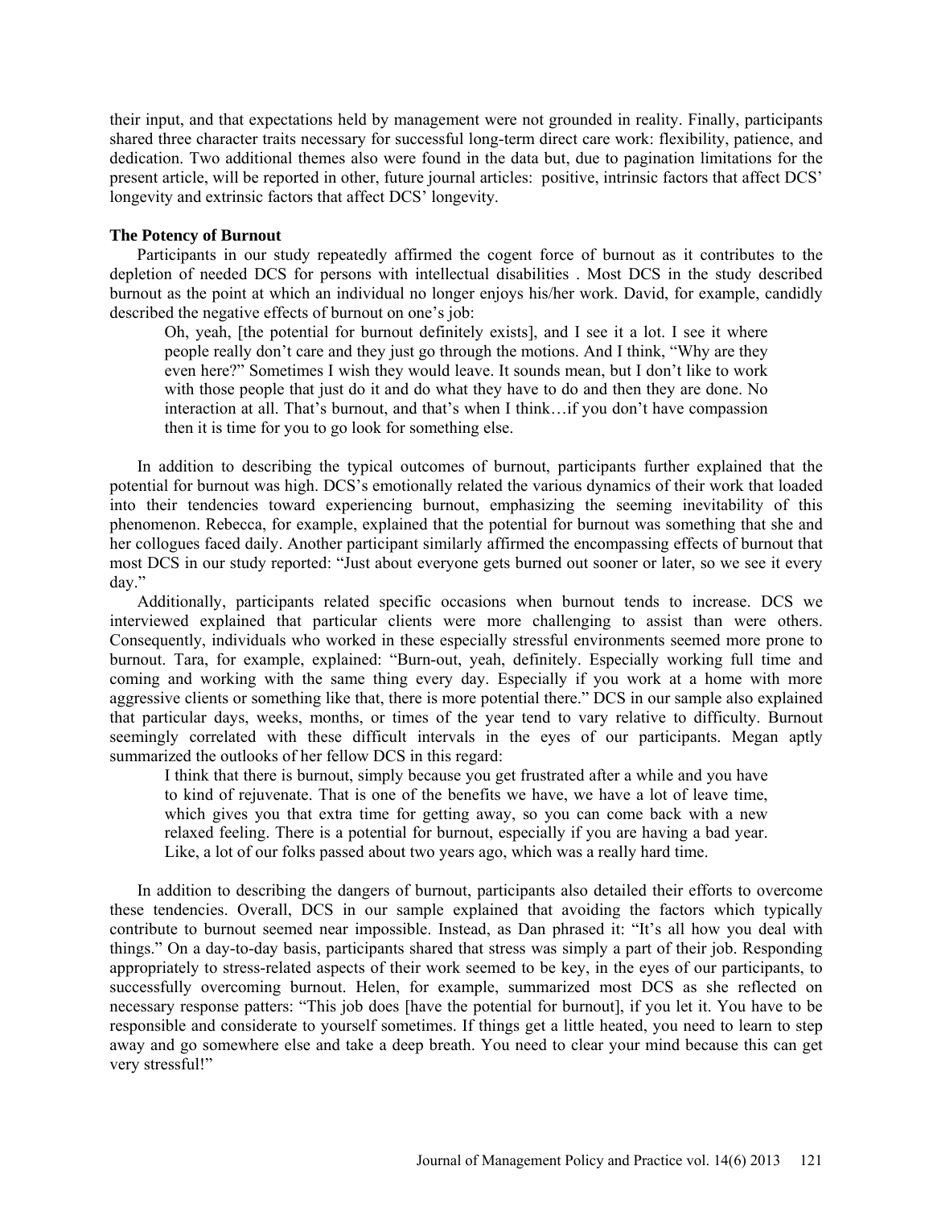their input, and that expectations held by management were not grounded in reality. Finally, participants shared three character traits necessary for successful long-term direct care work: flexibility, patience, and dedication. Two additional themes also were found in the data but, due to pagination limitations for the present article, will be reported in other, future journal articles: positive, intrinsic factors that affect DCS' longevity and extrinsic factors that affect DCS' longevity.

**The Potency of Burnout**

Participants in our study repeatedly affirmed the cogent force of burnout as it contributes to the depletion of needed DCS for persons with intellectual disabilities . Most DCS in the study described burnout as the point at which an individual no longer enjoys his/her work. David, for example, candidly described the negative effects of burnout on one's job:

> Oh, yeah, [the potential for burnout definitely exists], and I see it a lot. I see it where people really don't care and they just go through the motions. And I think, "Why are they even here?" Sometimes I wish they would leave. It sounds mean, but I don't like to work with those people that just do it and do what they have to do and then they are done. No interaction at all. That's burnout, and that's when I think…if you don't have compassion then it is time for you to go look for something else.

In addition to describing the typical outcomes of burnout, participants further explained that the potential for burnout was high. DCS's emotionally related the various dynamics of their work that loaded into their tendencies toward experiencing burnout, emphasizing the seeming inevitability of this phenomenon. Rebecca, for example, explained that the potential for burnout was something that she and her collogues faced daily. Another participant similarly affirmed the encompassing effects of burnout that most DCS in our study reported: "Just about everyone gets burned out sooner or later, so we see it every day."

Additionally, participants related specific occasions when burnout tends to increase. DCS we interviewed explained that particular clients were more challenging to assist than were others. Consequently, individuals who worked in these especially stressful environments seemed more prone to burnout. Tara, for example, explained: "Burn-out, yeah, definitely. Especially working full time and coming and working with the same thing every day. Especially if you work at a home with more aggressive clients or something like that, there is more potential there." DCS in our sample also explained that particular days, weeks, months, or times of the year tend to vary relative to difficulty. Burnout seemingly correlated with these difficult intervals in the eyes of our participants. Megan aptly summarized the outlooks of her fellow DCS in this regard:

> I think that there is burnout, simply because you get frustrated after a while and you have to kind of rejuvenate. That is one of the benefits we have, we have a lot of leave time, which gives you that extra time for getting away, so you can come back with a new relaxed feeling. There is a potential for burnout, especially if you are having a bad year. Like, a lot of our folks passed about two years ago, which was a really hard time.

In addition to describing the dangers of burnout, participants also detailed their efforts to overcome these tendencies. Overall, DCS in our sample explained that avoiding the factors which typically contribute to burnout seemed near impossible. Instead, as Dan phrased it: "It's all how you deal with things." On a day-to-day basis, participants shared that stress was simply a part of their job. Responding appropriately to stress-related aspects of their work seemed to be key, in the eyes of our participants, to successfully overcoming burnout. Helen, for example, summarized most DCS as she reflected on necessary response patters: "This job does [have the potential for burnout], if you let it. You have to be responsible and considerate to yourself sometimes. If things get a little heated, you need to learn to step away and go somewhere else and take a deep breath. You need to clear your mind because this can get very stressful!"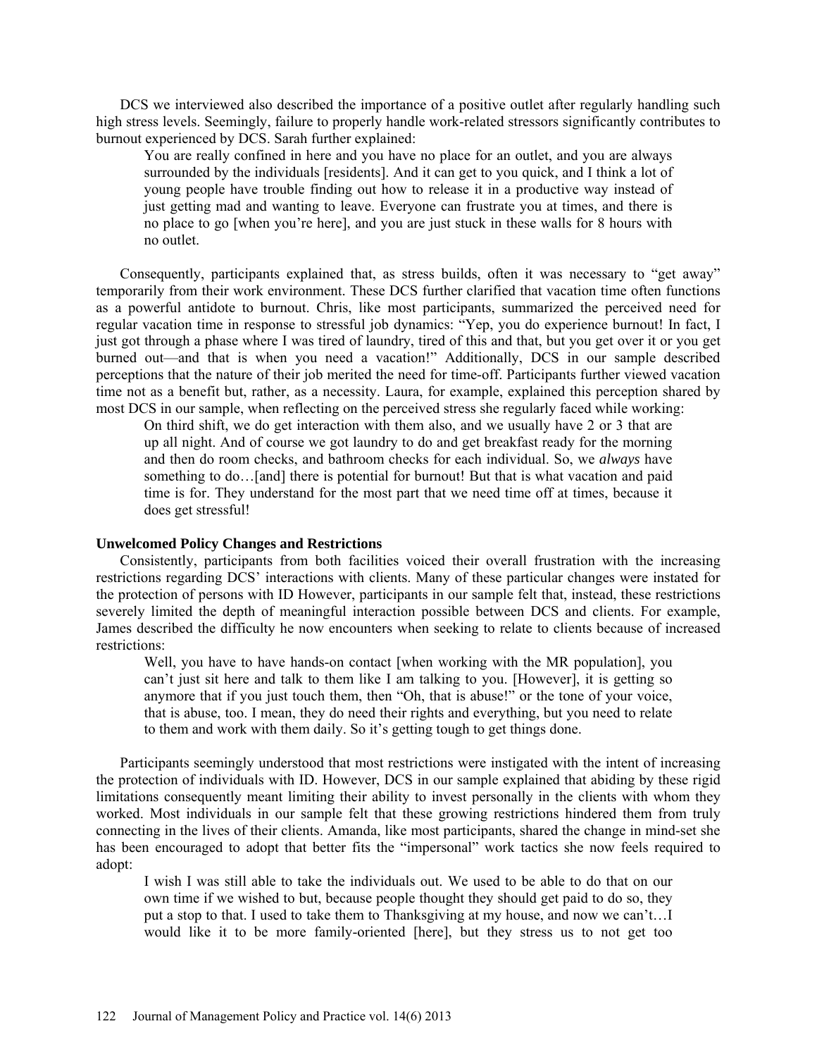DCS we interviewed also described the importance of a positive outlet after regularly handling such high stress levels. Seemingly, failure to properly handle work-related stressors significantly contributes to burnout experienced by DCS. Sarah further explained:

> You are really confined in here and you have no place for an outlet, and you are always surrounded by the individuals [residents]. And it can get to you quick, and I think a lot of young people have trouble finding out how to release it in a productive way instead of just getting mad and wanting to leave. Everyone can frustrate you at times, and there is no place to go [when you're here], and you are just stuck in these walls for 8 hours with no outlet.

Consequently, participants explained that, as stress builds, often it was necessary to "get away" temporarily from their work environment. These DCS further clarified that vacation time often functions as a powerful antidote to burnout. Chris, like most participants, summarized the perceived need for regular vacation time in response to stressful job dynamics: "Yep, you do experience burnout! In fact, I just got through a phase where I was tired of laundry, tired of this and that, but you get over it or you get burned out—and that is when you need a vacation!" Additionally, DCS in our sample described perceptions that the nature of their job merited the need for time-off. Participants further viewed vacation time not as a benefit but, rather, as a necessity. Laura, for example, explained this perception shared by most DCS in our sample, when reflecting on the perceived stress she regularly faced while working:

> On third shift, we do get interaction with them also, and we usually have 2 or 3 that are up all night. And of course we got laundry to do and get breakfast ready for the morning and then do room checks, and bathroom checks for each individual. So, we *always* have something to do…[and] there is potential for burnout! But that is what vacation and paid time is for. They understand for the most part that we need time off at times, because it does get stressful!

**Unwelcomed Policy Changes and Restrictions**

Consistently, participants from both facilities voiced their overall frustration with the increasing restrictions regarding DCS' interactions with clients. Many of these particular changes were instated for the protection of persons with ID However, participants in our sample felt that, instead, these restrictions severely limited the depth of meaningful interaction possible between DCS and clients. For example, James described the difficulty he now encounters when seeking to relate to clients because of increased restrictions:

> Well, you have to have hands-on contact [when working with the MR population], you can't just sit here and talk to them like I am talking to you. [However], it is getting so anymore that if you just touch them, then "Oh, that is abuse!" or the tone of your voice, that is abuse, too. I mean, they do need their rights and everything, but you need to relate to them and work with them daily. So it's getting tough to get things done.

Participants seemingly understood that most restrictions were instigated with the intent of increasing the protection of individuals with ID. However, DCS in our sample explained that abiding by these rigid limitations consequently meant limiting their ability to invest personally in the clients with whom they worked. Most individuals in our sample felt that these growing restrictions hindered them from truly connecting in the lives of their clients. Amanda, like most participants, shared the change in mind-set she has been encouraged to adopt that better fits the "impersonal" work tactics she now feels required to adopt:

> I wish I was still able to take the individuals out. We used to be able to do that on our own time if we wished to but, because people thought they should get paid to do so, they put a stop to that. I used to take them to Thanksgiving at my house, and now we can't…I would like it to be more family-oriented [here], but they stress us to not get too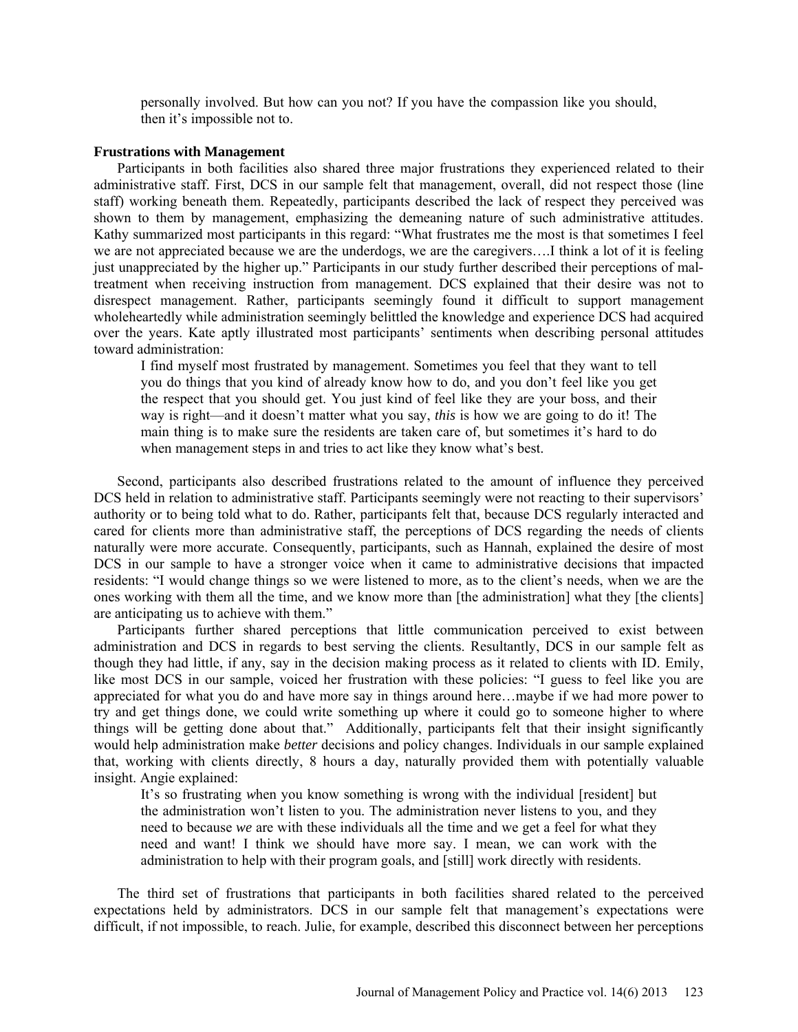personally involved. But how can you not? If you have the compassion like you should, then it's impossible not to.

**Frustrations with Management**

Participants in both facilities also shared three major frustrations they experienced related to their administrative staff. First, DCS in our sample felt that management, overall, did not respect those (line staff) working beneath them. Repeatedly, participants described the lack of respect they perceived was shown to them by management, emphasizing the demeaning nature of such administrative attitudes. Kathy summarized most participants in this regard: "What frustrates me the most is that sometimes I feel we are not appreciated because we are the underdogs, we are the caregivers….I think a lot of it is feeling just unappreciated by the higher up." Participants in our study further described their perceptions of mal-treatment when receiving instruction from management. DCS explained that their desire was not to disrespect management. Rather, participants seemingly found it difficult to support management wholeheartedly while administration seemingly belittled the knowledge and experience DCS had acquired over the years. Kate aptly illustrated most participants' sentiments when describing personal attitudes toward administration:

> I find myself most frustrated by management. Sometimes you feel that they want to tell you do things that you kind of already know how to do, and you don't feel like you get the respect that you should get. You just kind of feel like they are your boss, and their way is right—and it doesn't matter what you say, *this* is how we are going to do it! The main thing is to make sure the residents are taken care of, but sometimes it's hard to do when management steps in and tries to act like they know what's best.

Second, participants also described frustrations related to the amount of influence they perceived DCS held in relation to administrative staff. Participants seemingly were not reacting to their supervisors' authority or to being told what to do. Rather, participants felt that, because DCS regularly interacted and cared for clients more than administrative staff, the perceptions of DCS regarding the needs of clients naturally were more accurate. Consequently, participants, such as Hannah, explained the desire of most DCS in our sample to have a stronger voice when it came to administrative decisions that impacted residents: "I would change things so we were listened to more, as to the client's needs, when we are the ones working with them all the time, and we know more than [the administration] what they [the clients] are anticipating us to achieve with them."

Participants further shared perceptions that little communication perceived to exist between administration and DCS in regards to best serving the clients. Resultantly, DCS in our sample felt as though they had little, if any, say in the decision making process as it related to clients with ID. Emily, like most DCS in our sample, voiced her frustration with these policies: "I guess to feel like you are appreciated for what you do and have more say in things around here…maybe if we had more power to try and get things done, we could write something up where it could go to someone higher to where things will be getting done about that." Additionally, participants felt that their insight significantly would help administration make *better* decisions and policy changes. Individuals in our sample explained that, working with clients directly, 8 hours a day, naturally provided them with potentially valuable insight. Angie explained:

> It's so frustrating when you know something is wrong with the individual [resident] but the administration won't listen to you. The administration never listens to you, and they need to because *we* are with these individuals all the time and we get a feel for what they need and want! I think we should have more say. I mean, we can work with the administration to help with their program goals, and [still] work directly with residents.

The third set of frustrations that participants in both facilities shared related to the perceived expectations held by administrators. DCS in our sample felt that management's expectations were difficult, if not impossible, to reach. Julie, for example, described this disconnect between her perceptions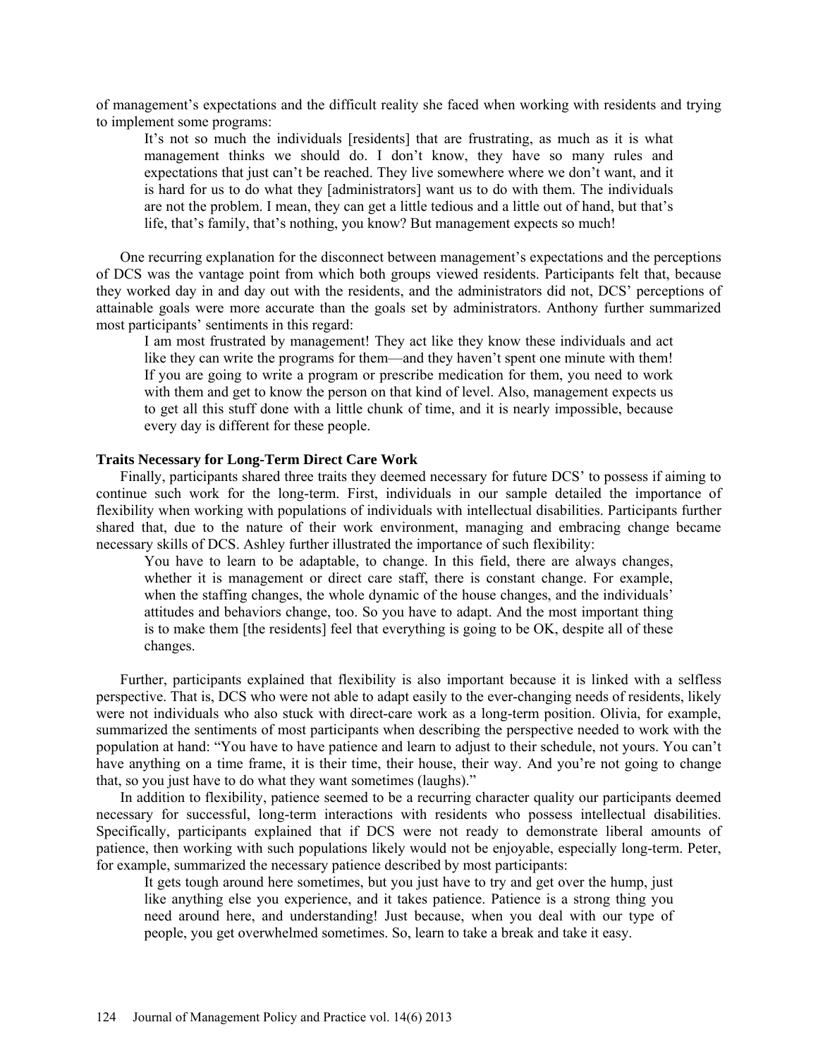of management's expectations and the difficult reality she faced when working with residents and trying to implement some programs:

> It's not so much the individuals [residents] that are frustrating, as much as it is what management thinks we should do. I don't know, they have so many rules and expectations that just can't be reached. They live somewhere where we don't want, and it is hard for us to do what they [administrators] want us to do with them. The individuals are not the problem. I mean, they can get a little tedious and a little out of hand, but that's life, that's family, that's nothing, you know? But management expects so much!

One recurring explanation for the disconnect between management's expectations and the perceptions of DCS was the vantage point from which both groups viewed residents. Participants felt that, because they worked day in and day out with the residents, and the administrators did not, DCS' perceptions of attainable goals were more accurate than the goals set by administrators. Anthony further summarized most participants' sentiments in this regard:

> I am most frustrated by management! They act like they know these individuals and act like they can write the programs for them—and they haven't spent one minute with them! If you are going to write a program or prescribe medication for them, you need to work with them and get to know the person on that kind of level. Also, management expects us to get all this stuff done with a little chunk of time, and it is nearly impossible, because every day is different for these people.

**Traits Necessary for Long-Term Direct Care Work**

Finally, participants shared three traits they deemed necessary for future DCS' to possess if aiming to continue such work for the long-term. First, individuals in our sample detailed the importance of flexibility when working with populations of individuals with intellectual disabilities. Participants further shared that, due to the nature of their work environment, managing and embracing change became necessary skills of DCS. Ashley further illustrated the importance of such flexibility:

> You have to learn to be adaptable, to change. In this field, there are always changes, whether it is management or direct care staff, there is constant change. For example, when the staffing changes, the whole dynamic of the house changes, and the individuals' attitudes and behaviors change, too. So you have to adapt. And the most important thing is to make them [the residents] feel that everything is going to be OK, despite all of these changes.

Further, participants explained that flexibility is also important because it is linked with a selfless perspective. That is, DCS who were not able to adapt easily to the ever-changing needs of residents, likely were not individuals who also stuck with direct-care work as a long-term position. Olivia, for example, summarized the sentiments of most participants when describing the perspective needed to work with the population at hand: "You have to have patience and learn to adjust to their schedule, not yours. You can't have anything on a time frame, it is their time, their house, their way. And you're not going to change that, so you just have to do what they want sometimes (laughs)."

In addition to flexibility, patience seemed to be a recurring character quality our participants deemed necessary for successful, long-term interactions with residents who possess intellectual disabilities. Specifically, participants explained that if DCS were not ready to demonstrate liberal amounts of patience, then working with such populations likely would not be enjoyable, especially long-term. Peter, for example, summarized the necessary patience described by most participants:

> It gets tough around here sometimes, but you just have to try and get over the hump, just like anything else you experience, and it takes patience. Patience is a strong thing you need around here, and understanding! Just because, when you deal with our type of people, you get overwhelmed sometimes. So, learn to take a break and take it easy.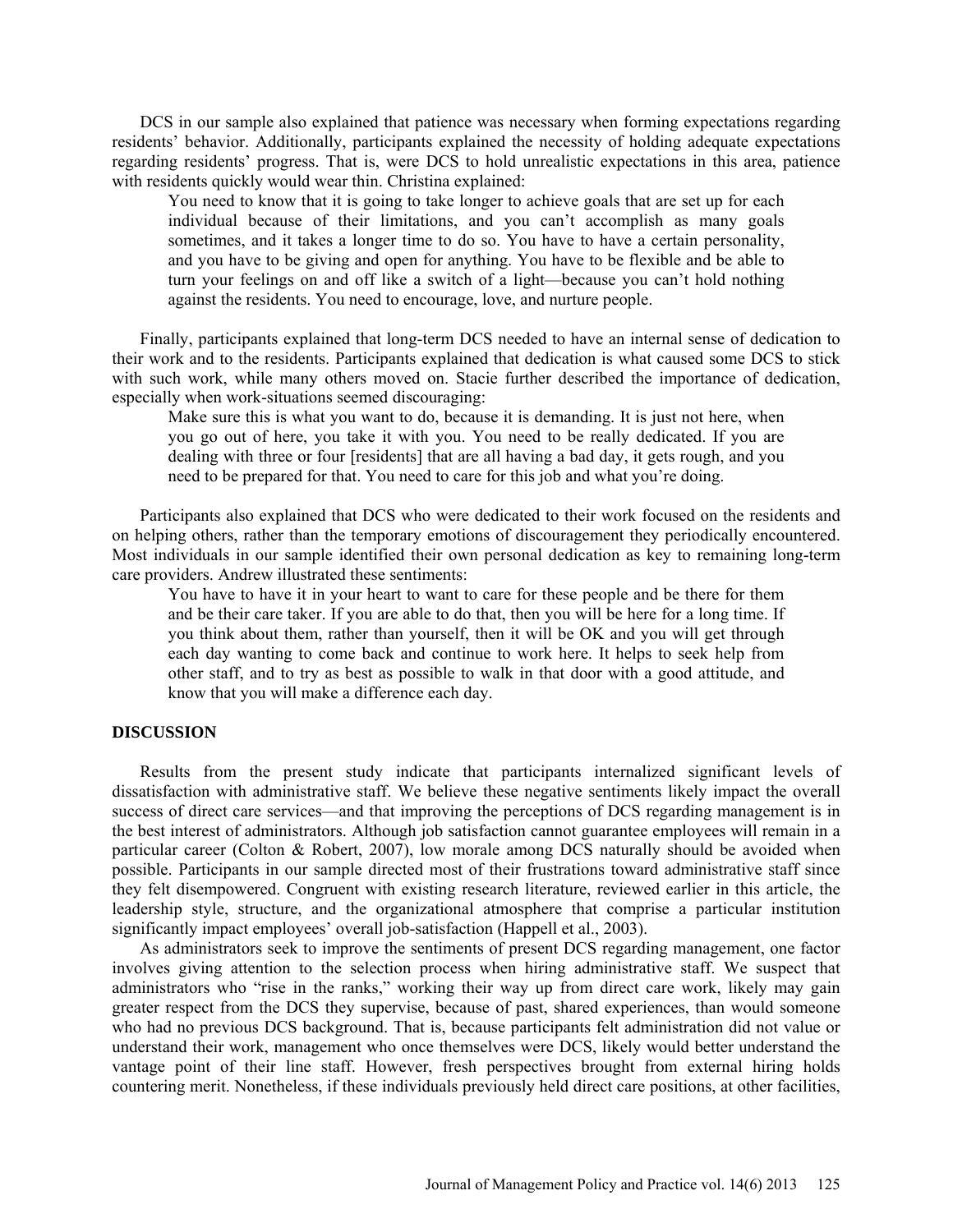DCS in our sample also explained that patience was necessary when forming expectations regarding residents' behavior. Additionally, participants explained the necessity of holding adequate expectations regarding residents' progress. That is, were DCS to hold unrealistic expectations in this area, patience with residents quickly would wear thin. Christina explained:

> You need to know that it is going to take longer to achieve goals that are set up for each individual because of their limitations, and you can't accomplish as many goals sometimes, and it takes a longer time to do so. You have to have a certain personality, and you have to be giving and open for anything. You have to be flexible and be able to turn your feelings on and off like a switch of a light—because you can't hold nothing against the residents. You need to encourage, love, and nurture people.

Finally, participants explained that long-term DCS needed to have an internal sense of dedication to their work and to the residents. Participants explained that dedication is what caused some DCS to stick with such work, while many others moved on. Stacie further described the importance of dedication, especially when work-situations seemed discouraging:

> Make sure this is what you want to do, because it is demanding. It is just not here, when you go out of here, you take it with you. You need to be really dedicated. If you are dealing with three or four [residents] that are all having a bad day, it gets rough, and you need to be prepared for that. You need to care for this job and what you're doing.

Participants also explained that DCS who were dedicated to their work focused on the residents and on helping others, rather than the temporary emotions of discouragement they periodically encountered. Most individuals in our sample identified their own personal dedication as key to remaining long-term care providers. Andrew illustrated these sentiments:

> You have to have it in your heart to want to care for these people and be there for them and be their care taker. If you are able to do that, then you will be here for a long time. If you think about them, rather than yourself, then it will be OK and you will get through each day wanting to come back and continue to work here. It helps to seek help from other staff, and to try as best as possible to walk in that door with a good attitude, and know that you will make a difference each day.

## DISCUSSION

Results from the present study indicate that participants internalized significant levels of dissatisfaction with administrative staff. We believe these negative sentiments likely impact the overall success of direct care services—and that improving the perceptions of DCS regarding management is in the best interest of administrators. Although job satisfaction cannot guarantee employees will remain in a particular career (Colton & Robert, 2007), low morale among DCS naturally should be avoided when possible. Participants in our sample directed most of their frustrations toward administrative staff since they felt disempowered. Congruent with existing research literature, reviewed earlier in this article, the leadership style, structure, and the organizational atmosphere that comprise a particular institution significantly impact employees' overall job-satisfaction (Happell et al., 2003).

As administrators seek to improve the sentiments of present DCS regarding management, one factor involves giving attention to the selection process when hiring administrative staff. We suspect that administrators who "rise in the ranks," working their way up from direct care work, likely may gain greater respect from the DCS they supervise, because of past, shared experiences, than would someone who had no previous DCS background. That is, because participants felt administration did not value or understand their work, management who once themselves were DCS, likely would better understand the vantage point of their line staff. However, fresh perspectives brought from external hiring holds countering merit. Nonetheless, if these individuals previously held direct care positions, at other facilities,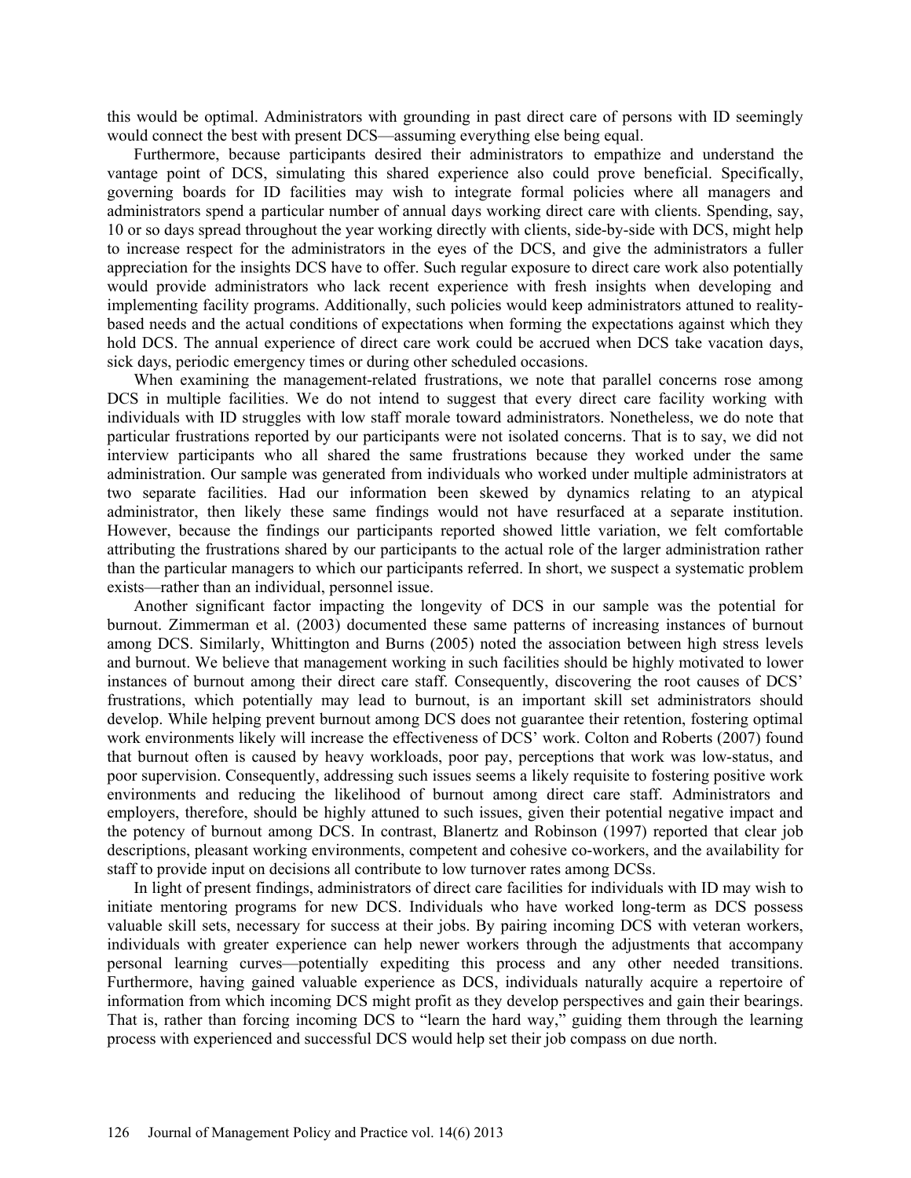this would be optimal. Administrators with grounding in past direct care of persons with ID seemingly would connect the best with present DCS—assuming everything else being equal.

Furthermore, because participants desired their administrators to empathize and understand the vantage point of DCS, simulating this shared experience also could prove beneficial. Specifically, governing boards for ID facilities may wish to integrate formal policies where all managers and administrators spend a particular number of annual days working direct care with clients. Spending, say, 10 or so days spread throughout the year working directly with clients, side-by-side with DCS, might help to increase respect for the administrators in the eyes of the DCS, and give the administrators a fuller appreciation for the insights DCS have to offer. Such regular exposure to direct care work also potentially would provide administrators who lack recent experience with fresh insights when developing and implementing facility programs. Additionally, such policies would keep administrators attuned to reality-based needs and the actual conditions of expectations when forming the expectations against which they hold DCS. The annual experience of direct care work could be accrued when DCS take vacation days, sick days, periodic emergency times or during other scheduled occasions.

When examining the management-related frustrations, we note that parallel concerns rose among DCS in multiple facilities. We do not intend to suggest that every direct care facility working with individuals with ID struggles with low staff morale toward administrators. Nonetheless, we do note that particular frustrations reported by our participants were not isolated concerns. That is to say, we did not interview participants who all shared the same frustrations because they worked under the same administration. Our sample was generated from individuals who worked under multiple administrators at two separate facilities. Had our information been skewed by dynamics relating to an atypical administrator, then likely these same findings would not have resurfaced at a separate institution. However, because the findings our participants reported showed little variation, we felt comfortable attributing the frustrations shared by our participants to the actual role of the larger administration rather than the particular managers to which our participants referred. In short, we suspect a systematic problem exists—rather than an individual, personnel issue.

Another significant factor impacting the longevity of DCS in our sample was the potential for burnout. Zimmerman et al. (2003) documented these same patterns of increasing instances of burnout among DCS. Similarly, Whittington and Burns (2005) noted the association between high stress levels and burnout. We believe that management working in such facilities should be highly motivated to lower instances of burnout among their direct care staff. Consequently, discovering the root causes of DCS' frustrations, which potentially may lead to burnout, is an important skill set administrators should develop. While helping prevent burnout among DCS does not guarantee their retention, fostering optimal work environments likely will increase the effectiveness of DCS' work. Colton and Roberts (2007) found that burnout often is caused by heavy workloads, poor pay, perceptions that work was low-status, and poor supervision. Consequently, addressing such issues seems a likely requisite to fostering positive work environments and reducing the likelihood of burnout among direct care staff. Administrators and employers, therefore, should be highly attuned to such issues, given their potential negative impact and the potency of burnout among DCS. In contrast, Blanertz and Robinson (1997) reported that clear job descriptions, pleasant working environments, competent and cohesive co-workers, and the availability for staff to provide input on decisions all contribute to low turnover rates among DCSs.

In light of present findings, administrators of direct care facilities for individuals with ID may wish to initiate mentoring programs for new DCS. Individuals who have worked long-term as DCS possess valuable skill sets, necessary for success at their jobs. By pairing incoming DCS with veteran workers, individuals with greater experience can help newer workers through the adjustments that accompany personal learning curves—potentially expediting this process and any other needed transitions. Furthermore, having gained valuable experience as DCS, individuals naturally acquire a repertoire of information from which incoming DCS might profit as they develop perspectives and gain their bearings. That is, rather than forcing incoming DCS to "learn the hard way," guiding them through the learning process with experienced and successful DCS would help set their job compass on due north.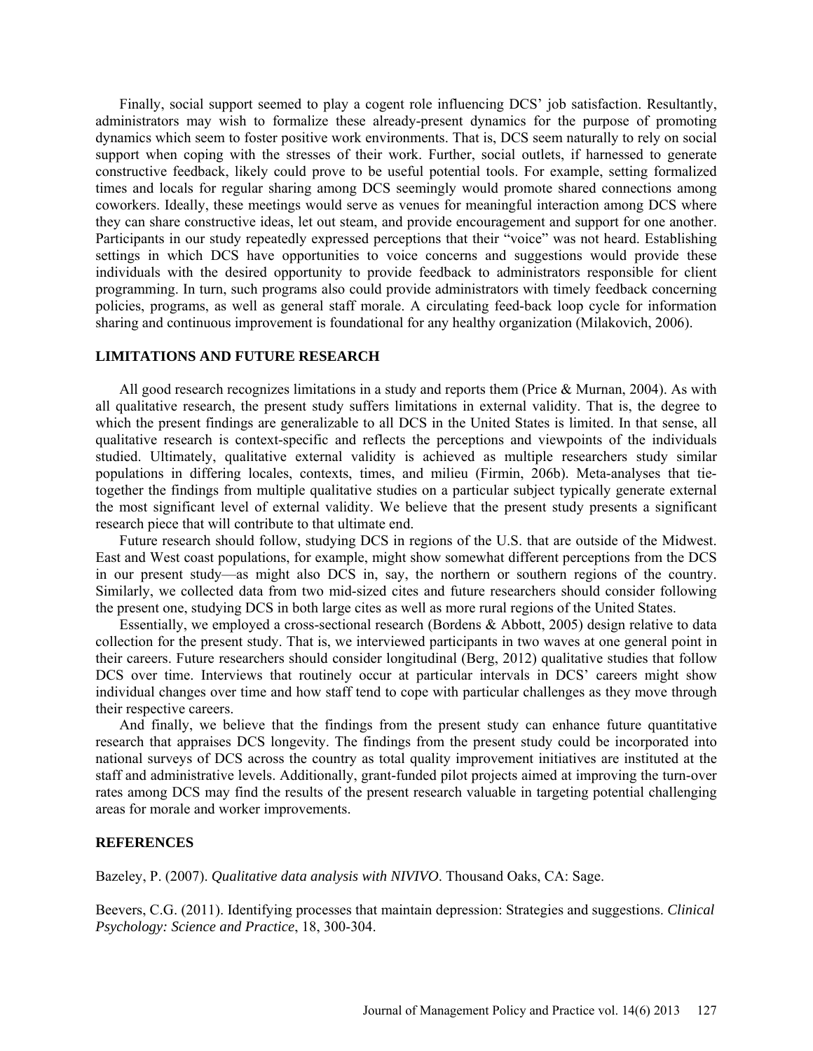Finally, social support seemed to play a cogent role influencing DCS' job satisfaction. Resultantly, administrators may wish to formalize these already-present dynamics for the purpose of promoting dynamics which seem to foster positive work environments. That is, DCS seem naturally to rely on social support when coping with the stresses of their work. Further, social outlets, if harnessed to generate constructive feedback, likely could prove to be useful potential tools. For example, setting formalized times and locals for regular sharing among DCS seemingly would promote shared connections among coworkers. Ideally, these meetings would serve as venues for meaningful interaction among DCS where they can share constructive ideas, let out steam, and provide encouragement and support for one another. Participants in our study repeatedly expressed perceptions that their "voice" was not heard. Establishing settings in which DCS have opportunities to voice concerns and suggestions would provide these individuals with the desired opportunity to provide feedback to administrators responsible for client programming. In turn, such programs also could provide administrators with timely feedback concerning policies, programs, as well as general staff morale. A circulating feed-back loop cycle for information sharing and continuous improvement is foundational for any healthy organization (Milakovich, 2006).

## LIMITATIONS AND FUTURE RESEARCH

All good research recognizes limitations in a study and reports them (Price & Murnan, 2004). As with all qualitative research, the present study suffers limitations in external validity. That is, the degree to which the present findings are generalizable to all DCS in the United States is limited. In that sense, all qualitative research is context-specific and reflects the perceptions and viewpoints of the individuals studied. Ultimately, qualitative external validity is achieved as multiple researchers study similar populations in differing locales, contexts, times, and milieu (Firmin, 206b). Meta-analyses that tie-together the findings from multiple qualitative studies on a particular subject typically generate external the most significant level of external validity. We believe that the present study presents a significant research piece that will contribute to that ultimate end.

Future research should follow, studying DCS in regions of the U.S. that are outside of the Midwest. East and West coast populations, for example, might show somewhat different perceptions from the DCS in our present study—as might also DCS in, say, the northern or southern regions of the country. Similarly, we collected data from two mid-sized cites and future researchers should consider following the present one, studying DCS in both large cites as well as more rural regions of the United States.

Essentially, we employed a cross-sectional research (Bordens & Abbott, 2005) design relative to data collection for the present study. That is, we interviewed participants in two waves at one general point in their careers. Future researchers should consider longitudinal (Berg, 2012) qualitative studies that follow DCS over time. Interviews that routinely occur at particular intervals in DCS' careers might show individual changes over time and how staff tend to cope with particular challenges as they move through their respective careers.

And finally, we believe that the findings from the present study can enhance future quantitative research that appraises DCS longevity. The findings from the present study could be incorporated into national surveys of DCS across the country as total quality improvement initiatives are instituted at the staff and administrative levels. Additionally, grant-funded pilot projects aimed at improving the turn-over rates among DCS may find the results of the present research valuable in targeting potential challenging areas for morale and worker improvements.

## REFERENCES

Bazeley, P. (2007). *Qualitative data analysis with NIVIVO*. Thousand Oaks, CA: Sage.

Beevers, C.G. (2011). Identifying processes that maintain depression: Strategies and suggestions. *Clinical Psychology: Science and Practice*, 18, 300-304.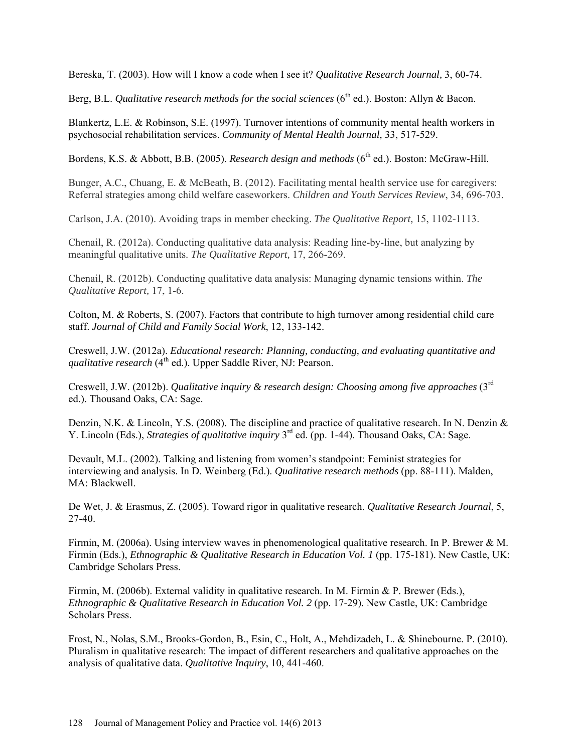Bereska, T. (2003). How will I know a code when I see it? *Qualitative Research Journal,* 3, 60-74.

Berg, B.L. *Qualitative research methods for the social sciences* (6th ed.). Boston: Allyn & Bacon.

Blankertz, L.E. & Robinson, S.E. (1997). Turnover intentions of community mental health workers in psychosocial rehabilitation services. *Community of Mental Health Journal,* 33, 517-529.

Bordens, K.S. & Abbott, B.B. (2005). *Research design and methods* (6th ed.). Boston: McGraw-Hill.

Bunger, A.C., Chuang, E. & McBeath, B. (2012). Facilitating mental health service use for caregivers: Referral strategies among child welfare caseworkers. *Children and Youth Services Review*, 34, 696-703.

Carlson, J.A. (2010). Avoiding traps in member checking. *The Qualitative Report,* 15, 1102-1113.

Chenail, R. (2012a). Conducting qualitative data analysis: Reading line-by-line, but analyzing by meaningful qualitative units. *The Qualitative Report,* 17, 266-269.

Chenail, R. (2012b). Conducting qualitative data analysis: Managing dynamic tensions within. *The Qualitative Report,* 17, 1-6.

Colton, M. & Roberts, S. (2007). Factors that contribute to high turnover among residential child care staff. *Journal of Child and Family Social Work*, 12, 133-142.

Creswell, J.W. (2012a). *Educational research: Planning, conducting, and evaluating quantitative and qualitative research* (4th ed.). Upper Saddle River, NJ: Pearson.

Creswell, J.W. (2012b). *Qualitative inquiry & research design: Choosing among five approaches* (3rd ed.). Thousand Oaks, CA: Sage.

Denzin, N.K. & Lincoln, Y.S. (2008). The discipline and practice of qualitative research. In N. Denzin & Y. Lincoln (Eds.), *Strategies of qualitative inquiry* 3rd ed. (pp. 1-44). Thousand Oaks, CA: Sage.

Devault, M.L. (2002). Talking and listening from women's standpoint: Feminist strategies for interviewing and analysis. In D. Weinberg (Ed.). *Qualitative research methods* (pp. 88-111). Malden, MA: Blackwell.

De Wet, J. & Erasmus, Z. (2005). Toward rigor in qualitative research. *Qualitative Research Journal*, 5, 27-40.

Firmin, M. (2006a). Using interview waves in phenomenological qualitative research. In P. Brewer & M. Firmin (Eds.), *Ethnographic & Qualitative Research in Education Vol. 1* (pp. 175-181). New Castle, UK: Cambridge Scholars Press.

Firmin, M. (2006b). External validity in qualitative research. In M. Firmin & P. Brewer (Eds.), *Ethnographic & Qualitative Research in Education Vol. 2* (pp. 17-29). New Castle, UK: Cambridge Scholars Press.

Frost, N., Nolas, S.M., Brooks-Gordon, B., Esin, C., Holt, A., Mehdizadeh, L. & Shinebourne. P. (2010). Pluralism in qualitative research: The impact of different researchers and qualitative approaches on the analysis of qualitative data. *Qualitative Inquiry*, 10, 441-460.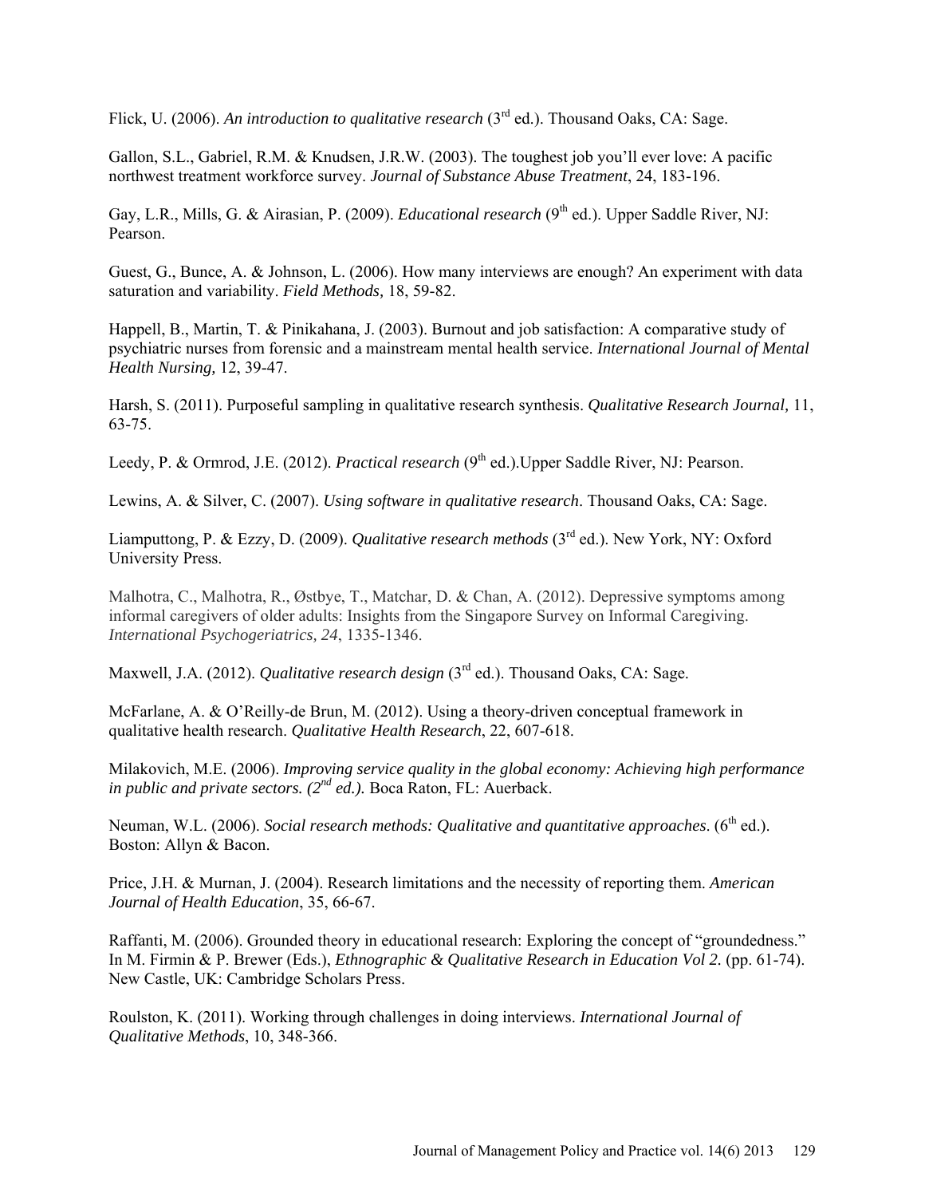Flick, U. (2006). *An introduction to qualitative research* (3rd ed.). Thousand Oaks, CA: Sage.

Gallon, S.L., Gabriel, R.M. & Knudsen, J.R.W. (2003). The toughest job you'll ever love: A pacific northwest treatment workforce survey. *Journal of Substance Abuse Treatment*, 24, 183-196.

Gay, L.R., Mills, G. & Airasian, P. (2009). *Educational research* (9th ed.). Upper Saddle River, NJ: Pearson.

Guest, G., Bunce, A. & Johnson, L. (2006). How many interviews are enough? An experiment with data saturation and variability. *Field Methods,* 18, 59-82.

Happell, B., Martin, T. & Pinikahana, J. (2003). Burnout and job satisfaction: A comparative study of psychiatric nurses from forensic and a mainstream mental health service. *International Journal of Mental Health Nursing,* 12, 39-47.

Harsh, S. (2011). Purposeful sampling in qualitative research synthesis. *Qualitative Research Journal,* 11, 63-75.

Leedy, P. & Ormrod, J.E. (2012). *Practical research* (9th ed.).Upper Saddle River, NJ: Pearson.

Lewins, A. & Silver, C. (2007). *Using software in qualitative research*. Thousand Oaks, CA: Sage.

Liamputtong, P. & Ezzy, D. (2009). *Qualitative research methods* (3rd ed.). New York, NY: Oxford University Press.

Malhotra, C., Malhotra, R., Østbye, T., Matchar, D. & Chan, A. (2012). Depressive symptoms among informal caregivers of older adults: Insights from the Singapore Survey on Informal Caregiving. *International Psychogeriatrics, 24*, 1335-1346.

Maxwell, J.A. (2012). *Qualitative research design* (3rd ed.). Thousand Oaks, CA: Sage.

McFarlane, A. & O'Reilly-de Brun, M. (2012). Using a theory-driven conceptual framework in qualitative health research. *Qualitative Health Research*, 22, 607-618.

Milakovich, M.E. (2006). *Improving service quality in the global economy: Achieving high performance in public and private sectors. (2nd ed.).* Boca Raton, FL: Auerback.

Neuman, W.L. (2006). *Social research methods: Qualitative and quantitative approaches*. (6th ed.). Boston: Allyn & Bacon.

Price, J.H. & Murnan, J. (2004). Research limitations and the necessity of reporting them. *American Journal of Health Education*, 35, 66-67.

Raffanti, M. (2006). Grounded theory in educational research: Exploring the concept of "groundedness." In M. Firmin & P. Brewer (Eds.), *Ethnographic & Qualitative Research in Education Vol 2.* (pp. 61-74). New Castle, UK: Cambridge Scholars Press.

Roulston, K. (2011). Working through challenges in doing interviews. *International Journal of Qualitative Methods*, 10, 348-366.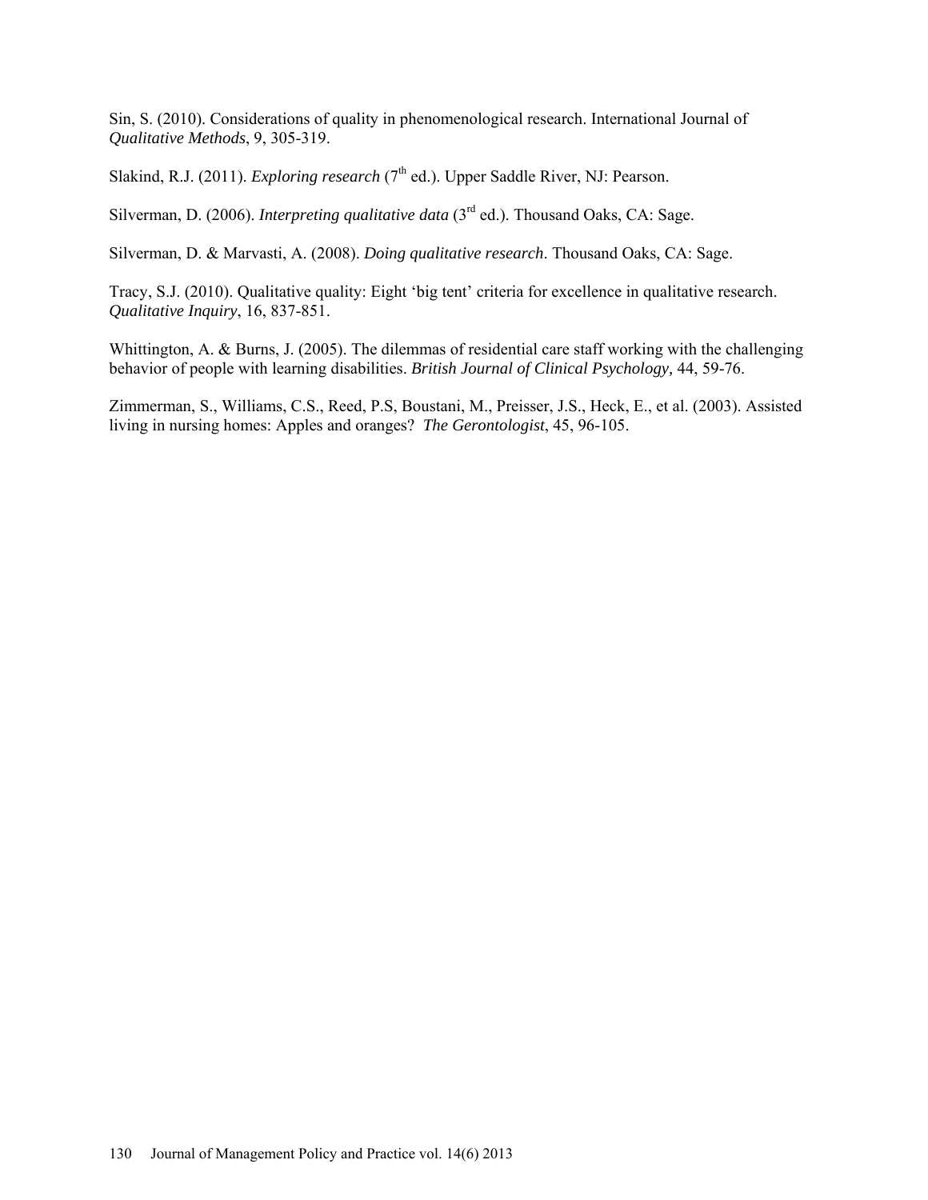Sin, S. (2010). Considerations of quality in phenomenological research. International Journal of *Qualitative Methods*, 9, 305-319.

Slakind, R.J. (2011). *Exploring research* (7th ed.). Upper Saddle River, NJ: Pearson.

Silverman, D. (2006). *Interpreting qualitative data* (3rd ed.). Thousand Oaks, CA: Sage.

Silverman, D. & Marvasti, A. (2008). *Doing qualitative research*. Thousand Oaks, CA: Sage.

Tracy, S.J. (2010). Qualitative quality: Eight 'big tent' criteria for excellence in qualitative research. *Qualitative Inquiry*, 16, 837-851.

Whittington, A. & Burns, J. (2005). The dilemmas of residential care staff working with the challenging behavior of people with learning disabilities. *British Journal of Clinical Psychology,* 44, 59-76.

Zimmerman, S., Williams, C.S., Reed, P.S, Boustani, M., Preisser, J.S., Heck, E., et al. (2003). Assisted living in nursing homes: Apples and oranges? *The Gerontologist*, 45, 96-105.